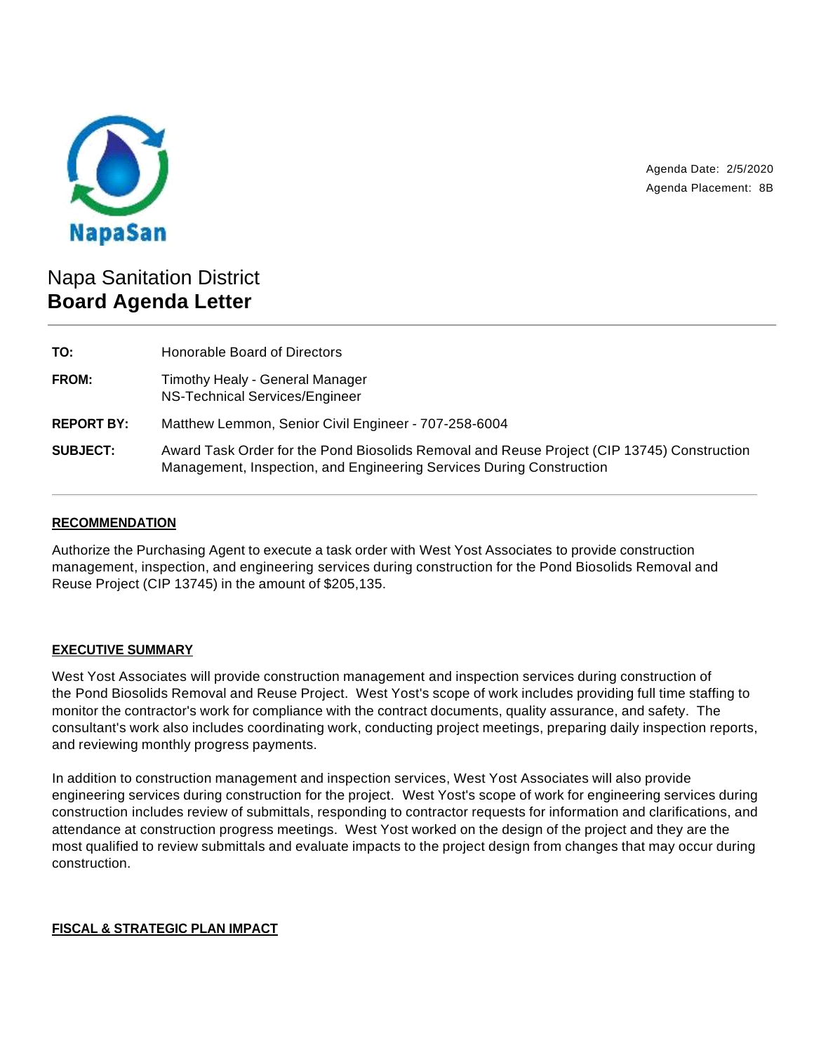NapaSan

Agenda Date: 2/5/2020
Agenda Placement: 8B

# Napa Sanitation District
# **Board Agenda Letter**

---

| | |
|---|---|
| **TO:** | Honorable Board of Directors |
| **FROM:** | Timothy Healy - General Manager<br>NS-Technical Services/Engineer |
| **REPORT BY:** | Matthew Lemmon, Senior Civil Engineer - 707-258-6004 |
| **SUBJECT:** | Award Task Order for the Pond Biosolids Removal and Reuse Project (CIP 13745) Construction Management, Inspection, and Engineering Services During Construction |

---

## RECOMMENDATION

Authorize the Purchasing Agent to execute a task order with West Yost Associates to provide construction management, inspection, and engineering services during construction for the Pond Biosolids Removal and Reuse Project (CIP 13745) in the amount of $205,135.

## EXECUTIVE SUMMARY

West Yost Associates will provide construction management and inspection services during construction of the Pond Biosolids Removal and Reuse Project. West Yost's scope of work includes providing full time staffing to monitor the contractor's work for compliance with the contract documents, quality assurance, and safety. The consultant's work also includes coordinating work, conducting project meetings, preparing daily inspection reports, and reviewing monthly progress payments.

In addition to construction management and inspection services, West Yost Associates will also provide engineering services during construction for the project. West Yost's scope of work for engineering services during construction includes review of submittals, responding to contractor requests for information and clarifications, and attendance at construction progress meetings. West Yost worked on the design of the project and they are the most qualified to review submittals and evaluate impacts to the project design from changes that may occur during construction.

## FISCAL & STRATEGIC PLAN IMPACT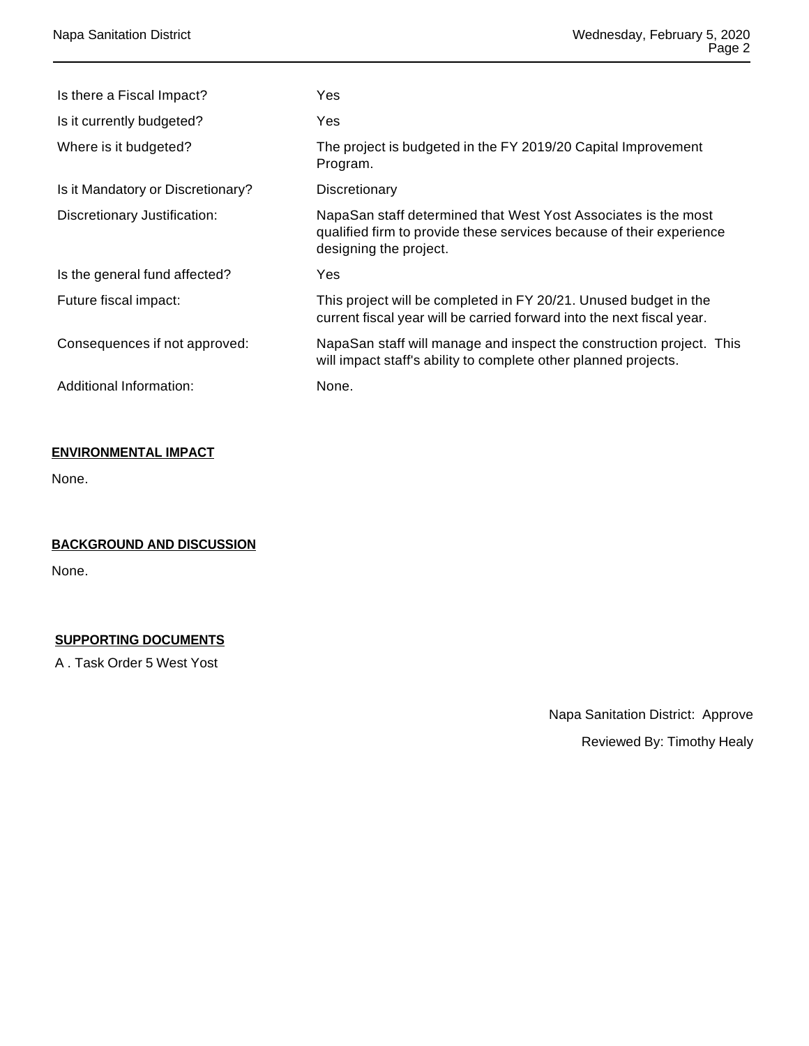| | |
|---|---|
| Is there a Fiscal Impact? | Yes |
| Is it currently budgeted? | Yes |
| Where is it budgeted? | The project is budgeted in the FY 2019/20 Capital Improvement Program. |
| Is it Mandatory or Discretionary? | Discretionary |
| Discretionary Justification: | NapaSan staff determined that West Yost Associates is the most qualified firm to provide these services because of their experience designing the project. |
| Is the general fund affected? | Yes |
| Future fiscal impact: | This project will be completed in FY 20/21. Unused budget in the current fiscal year will be carried forward into the next fiscal year. |
| Consequences if not approved: | NapaSan staff will manage and inspect the construction project. This will impact staff's ability to complete other planned projects. |
| Additional Information: | None. |

## ENVIRONMENTAL IMPACT

None.

## BACKGROUND AND DISCUSSION

None.

## SUPPORTING DOCUMENTS

A . Task Order 5 West Yost

Napa Sanitation District: Approve

Reviewed By: Timothy Healy